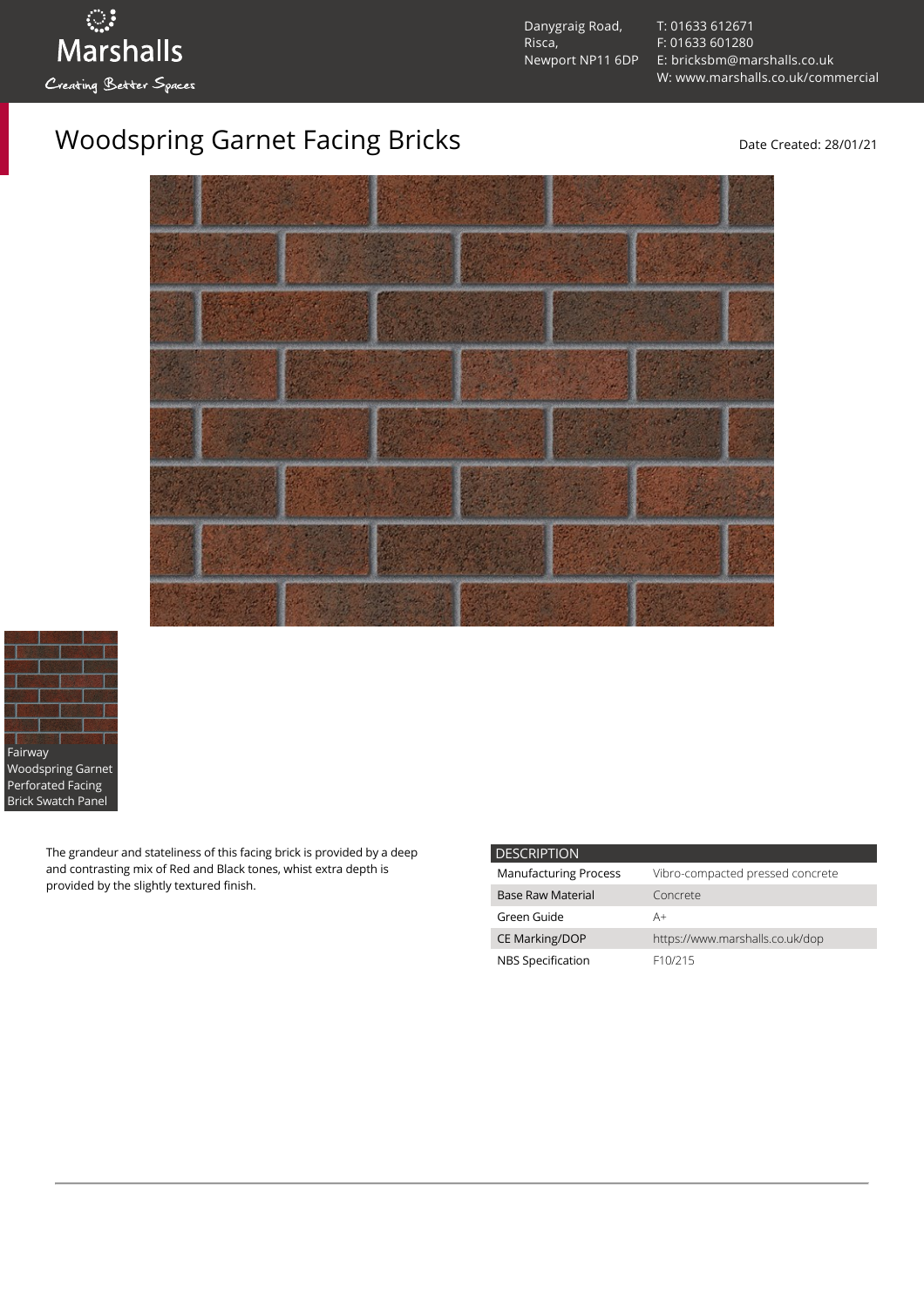Danygraig Road,
Risca,
Newport NP11 6DP

T: 01633 612671
F: 01633 601280
E: bricksbm@marshalls.co.uk
W: www.marshalls.co.uk/commercial

# Woodspring Garnet Facing Bricks

Date Created: 28/01/21

Fairway Woodspring Garnet Perforated Facing Brick Swatch Panel

The grandeur and stateliness of this facing brick is provided by a deep and contrasting mix of Red and Black tones, whist extra depth is provided by the slightly textured finish.

| DESCRIPTION | |
|---|---|
| Manufacturing Process | Vibro-compacted pressed concrete |
| Base Raw Material | Concrete |
| Green Guide | A+ |
| CE Marking/DOP | https://www.marshalls.co.uk/dop |
| NBS Specification | F10/215 |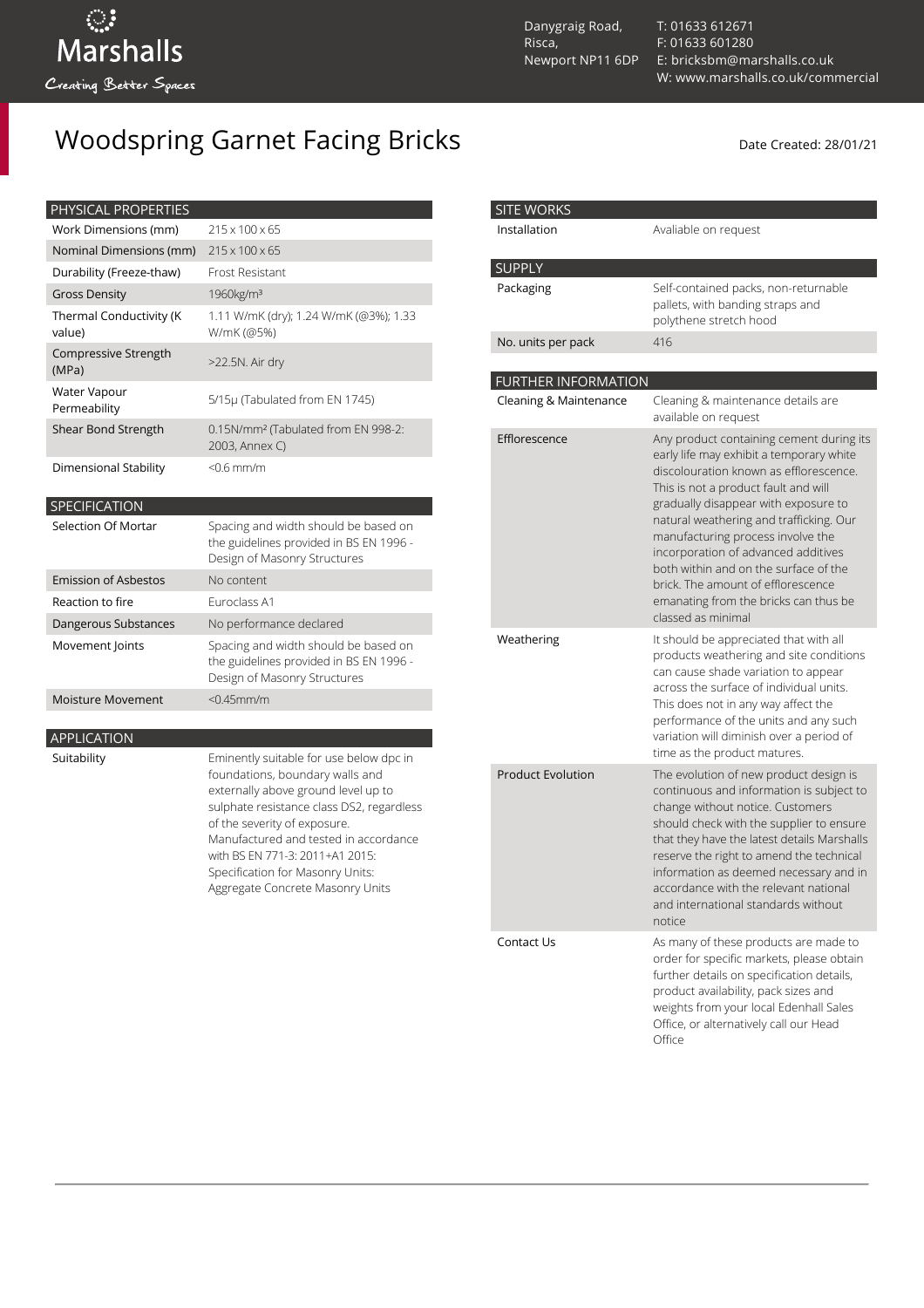Danygraig Road,
Risca,
Newport NP11 6DP

T: 01633 612671
F: 01633 601280
E: bricksbm@marshalls.co.uk
W: www.marshalls.co.uk/commercial

# Woodspring Garnet Facing Bricks

Date Created: 28/01/21

| PHYSICAL PROPERTIES | |
|---|---|
| Work Dimensions (mm) | 215 x 100 x 65 |
| Nominal Dimensions (mm) | 215 x 100 x 65 |
| Durability (Freeze-thaw) | Frost Resistant |
| Gross Density | 1960kg/m³ |
| Thermal Conductivity (K value) | 1.11 W/mK (dry); 1.24 W/mK (@3%); 1.33 W/mK (@5%) |
| Compressive Strength (MPa) | >22.5N. Air dry |
| Water Vapour Permeability | 5/15μ (Tabulated from EN 1745) |
| Shear Bond Strength | 0.15N/mm² (Tabulated from EN 998-2: 2003, Annex C) |
| Dimensional Stability | <0.6 mm/m |

| SPECIFICATION | |
|---|---|
| Selection Of Mortar | Spacing and width should be based on the guidelines provided in BS EN 1996 - Design of Masonry Structures |
| Emission of Asbestos | No content |
| Reaction to fire | Euroclass A1 |
| Dangerous Substances | No performance declared |
| Movement Joints | Spacing and width should be based on the guidelines provided in BS EN 1996 - Design of Masonry Structures |
| Moisture Movement | <0.45mm/m |

| APPLICATION | |
|---|---|
| Suitability | Eminently suitable for use below dpc in foundations, boundary walls and externally above ground level up to sulphate resistance class DS2, regardless of the severity of exposure. Manufactured and tested in accordance with BS EN 771-3: 2011+A1 2015: Specification for Masonry Units: Aggregate Concrete Masonry Units |

| SITE WORKS | |
|---|---|
| Installation | Avaliable on request |

| SUPPLY | |
|---|---|
| Packaging | Self-contained packs, non-returnable pallets, with banding straps and polythene stretch hood |
| No. units per pack | 416 |

| FURTHER INFORMATION | |
|---|---|
| Cleaning & Maintenance | Cleaning & maintenance details are available on request |
| Efflorescence | Any product containing cement during its early life may exhibit a temporary white discolouration known as efflorescence. This is not a product fault and will gradually disappear with exposure to natural weathering and trafficking. Our manufacturing process involve the incorporation of advanced additives both within and on the surface of the brick. The amount of efflorescence emanating from the bricks can thus be classed as minimal |
| Weathering | It should be appreciated that with all products weathering and site conditions can cause shade variation to appear across the surface of individual units. This does not in any way affect the performance of the units and any such variation will diminish over a period of time as the product matures. |
| Product Evolution | The evolution of new product design is continuous and information is subject to change without notice. Customers should check with the supplier to ensure that they have the latest details Marshalls reserve the right to amend the technical information as deemed necessary and in accordance with the relevant national and international standards without notice |
| Contact Us | As many of these products are made to order for specific markets, please obtain further details on specification details, product availability, pack sizes and weights from your local Edenhall Sales Office, or alternatively call our Head Office |